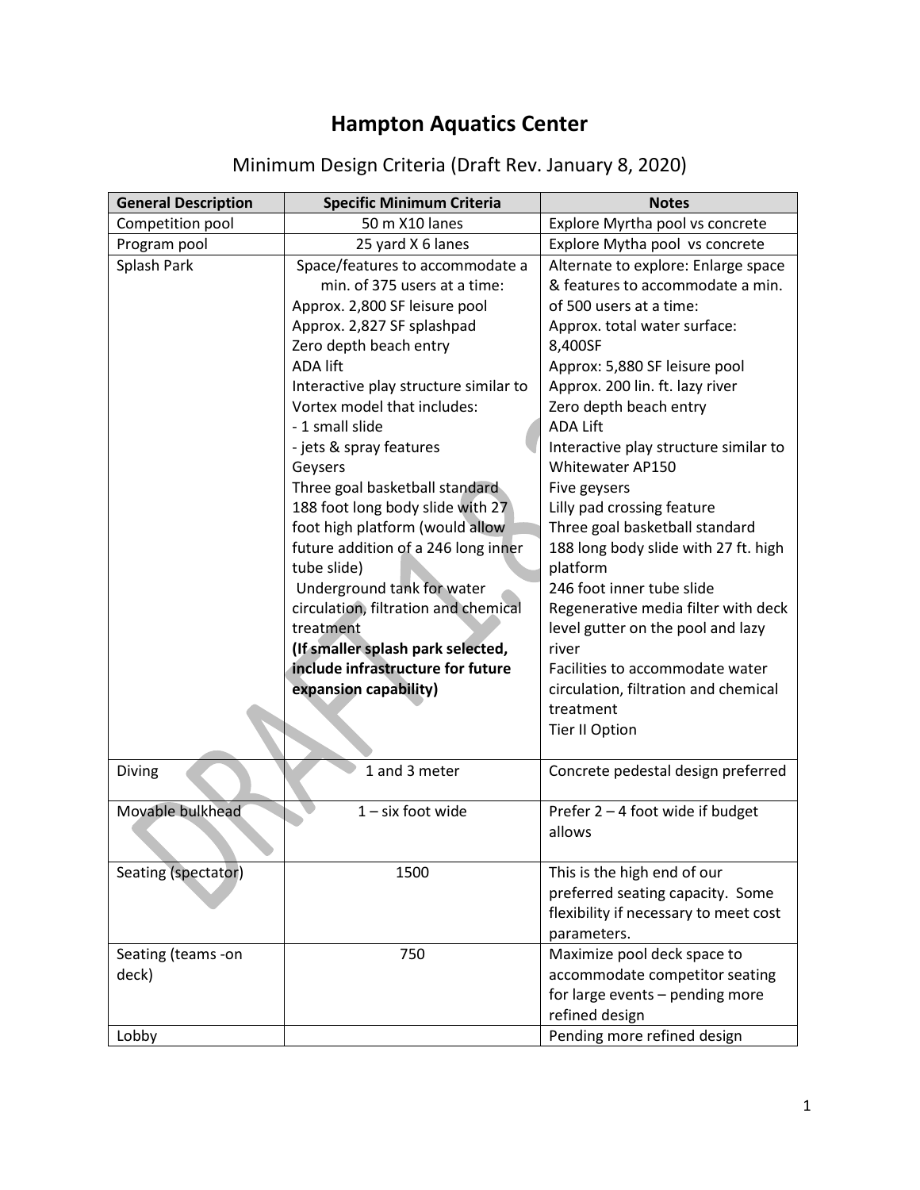# Hampton Aquatics Center

## Minimum Design Criteria (Draft Rev. January 8, 2020)

| General Description | Specific Minimum Criteria | Notes |
|---|---|---|
| Competition pool | 50 m X10 lanes | Explore Myrtha pool vs concrete |
| Program pool | 25 yard X 6 lanes | Explore Mytha pool vs concrete |
| Splash Park | Space/features to accommodate a min. of 375 users at a time:<br>Approx. 2,800 SF leisure pool<br>Approx. 2,827 SF splashpad<br>Zero depth beach entry<br>ADA lift<br>Interactive play structure similar to Vortex model that includes:<br>- 1 small slide<br>- jets & spray features<br>Geysers<br>Three goal basketball standard<br>188 foot long body slide with 27 foot high platform (would allow future addition of a 246 long inner tube slide)<br>Underground tank for water circulation, filtration and chemical treatment<br>**(If smaller splash park selected, include infrastructure for future expansion capability)** | Alternate to explore: Enlarge space & features to accommodate a min. of 500 users at a time:<br>Approx. total water surface: 8,400SF<br>Approx: 5,880 SF leisure pool<br>Approx. 200 lin. ft. lazy river<br>Zero depth beach entry<br>ADA Lift<br>Interactive play structure similar to Whitewater AP150<br>Five geysers<br>Lilly pad crossing feature<br>Three goal basketball standard<br>188 long body slide with 27 ft. high platform<br>246 foot inner tube slide<br>Regenerative media filter with deck level gutter on the pool and lazy river<br>Facilities to accommodate water circulation, filtration and chemical treatment<br>Tier II Option |
| Diving | 1 and 3 meter | Concrete pedestal design preferred |
| Movable bulkhead | 1 – six foot wide | Prefer 2 – 4 foot wide if budget allows |
| Seating (spectator) | 1500 | This is the high end of our preferred seating capacity. Some flexibility if necessary to meet cost parameters. |
| Seating (teams -on deck) | 750 | Maximize pool deck space to accommodate competitor seating for large events – pending more refined design |
| Lobby | | Pending more refined design |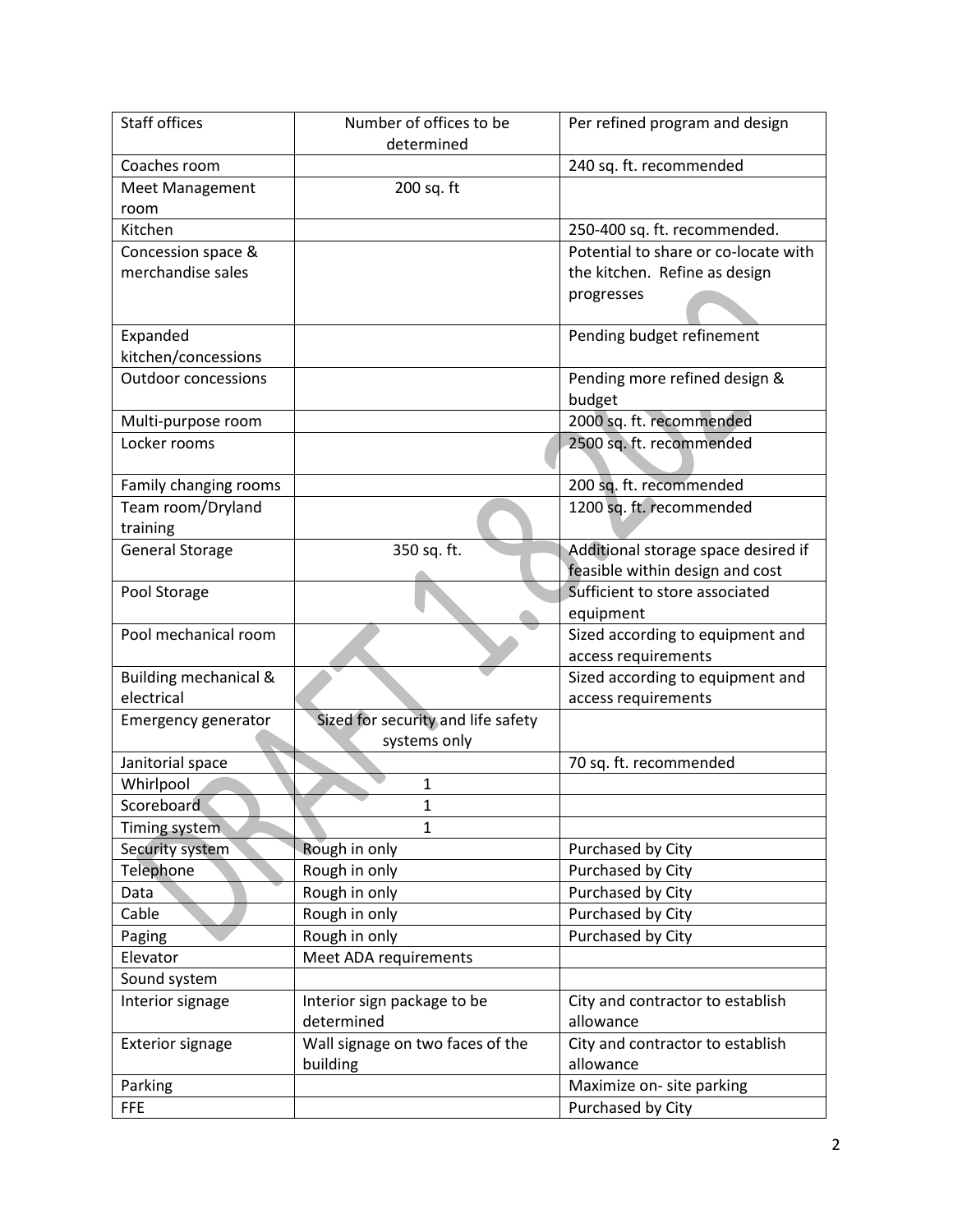| | | |
|---|---|---|
| Staff offices | Number of offices to be determined | Per refined program and design |
| Coaches room | | 240 sq. ft. recommended |
| Meet Management room | 200 sq. ft | |
| Kitchen | | 250-400 sq. ft. recommended. |
| Concession space & merchandise sales | | Potential to share or co-locate with the kitchen. Refine as design progresses |
| Expanded kitchen/concessions | | Pending budget refinement |
| Outdoor concessions | | Pending more refined design & budget |
| Multi-purpose room | | 2000 sq. ft. recommended |
| Locker rooms | | 2500 sq. ft. recommended |
| Family changing rooms | | 200 sq. ft. recommended |
| Team room/Dryland training | | 1200 sq. ft. recommended |
| General Storage | 350 sq. ft. | Additional storage space desired if feasible within design and cost |
| Pool Storage | | Sufficient to store associated equipment |
| Pool mechanical room | | Sized according to equipment and access requirements |
| Building mechanical & electrical | | Sized according to equipment and access requirements |
| Emergency generator | Sized for security and life safety systems only | |
| Janitorial space | | 70 sq. ft. recommended |
| Whirlpool | 1 | |
| Scoreboard | 1 | |
| Timing system | 1 | |
| Security system | Rough in only | Purchased by City |
| Telephone | Rough in only | Purchased by City |
| Data | Rough in only | Purchased by City |
| Cable | Rough in only | Purchased by City |
| Paging | Rough in only | Purchased by City |
| Elevator | Meet ADA requirements | |
| Sound system | | |
| Interior signage | Interior sign package to be determined | City and contractor to establish allowance |
| Exterior signage | Wall signage on two faces of the building | City and contractor to establish allowance |
| Parking | | Maximize on- site parking |
| FFE | | Purchased by City |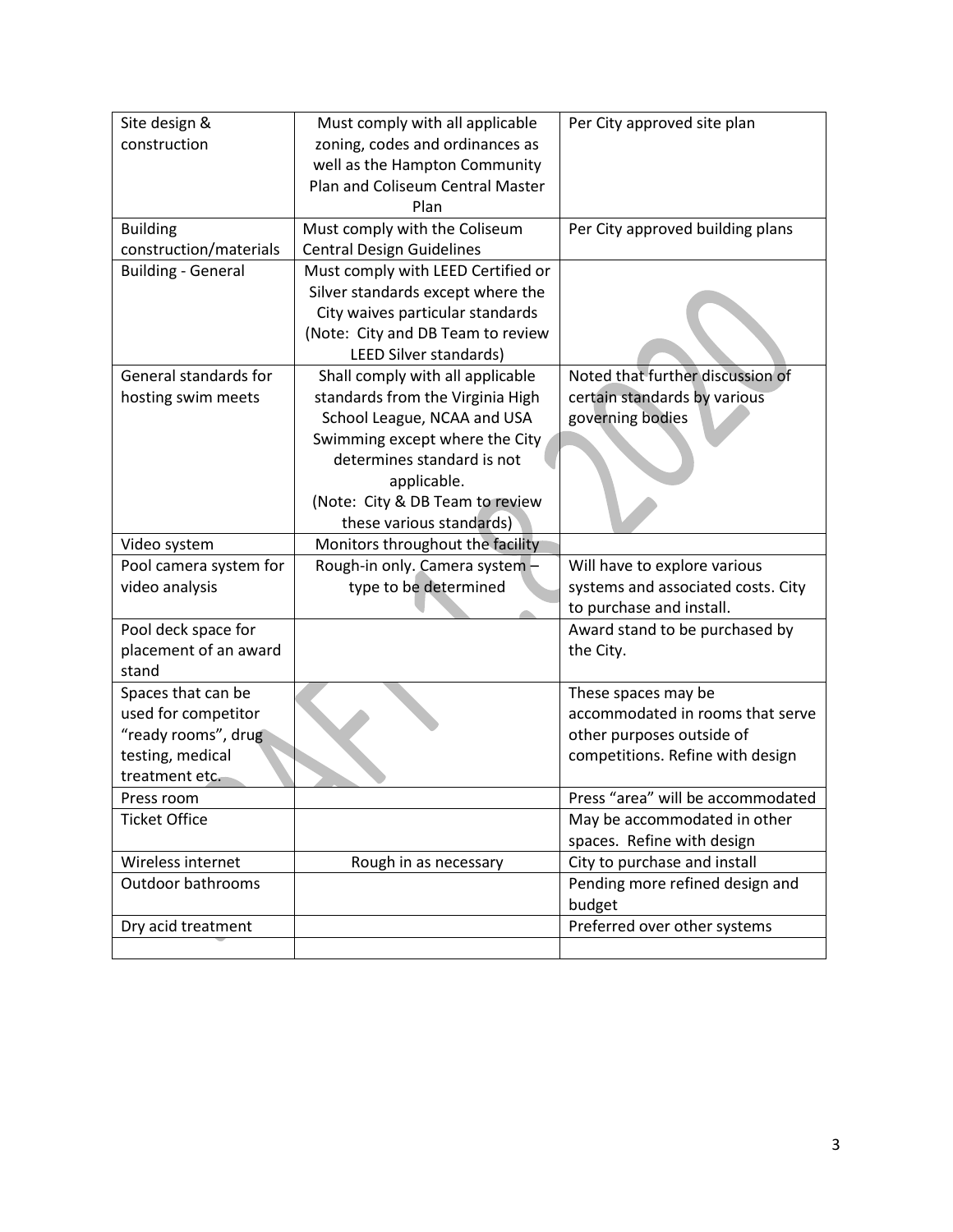| | | |
|---|---|---|
| Site design & construction | Must comply with all applicable zoning, codes and ordinances as well as the Hampton Community Plan and Coliseum Central Master Plan | Per City approved site plan |
| Building construction/materials | Must comply with the Coliseum Central Design Guidelines | Per City approved building plans |
| Building - General | Must comply with LEED Certified or Silver standards except where the City waives particular standards (Note: City and DB Team to review LEED Silver standards) | |
| General standards for hosting swim meets | Shall comply with all applicable standards from the Virginia High School League, NCAA and USA Swimming except where the City determines standard is not applicable. (Note: City & DB Team to review these various standards) | Noted that further discussion of certain standards by various governing bodies |
| Video system | Monitors throughout the facility | |
| Pool camera system for video analysis | Rough-in only. Camera system – type to be determined | Will have to explore various systems and associated costs. City to purchase and install. |
| Pool deck space for placement of an award stand | | Award stand to be purchased by the City. |
| Spaces that can be used for competitor "ready rooms", drug testing, medical treatment etc. | | These spaces may be accommodated in rooms that serve other purposes outside of competitions. Refine with design |
| Press room | | Press "area" will be accommodated |
| Ticket Office | | May be accommodated in other spaces. Refine with design |
| Wireless internet | Rough in as necessary | City to purchase and install |
| Outdoor bathrooms | | Pending more refined design and budget |
| Dry acid treatment | | Preferred over other systems |
| | | |